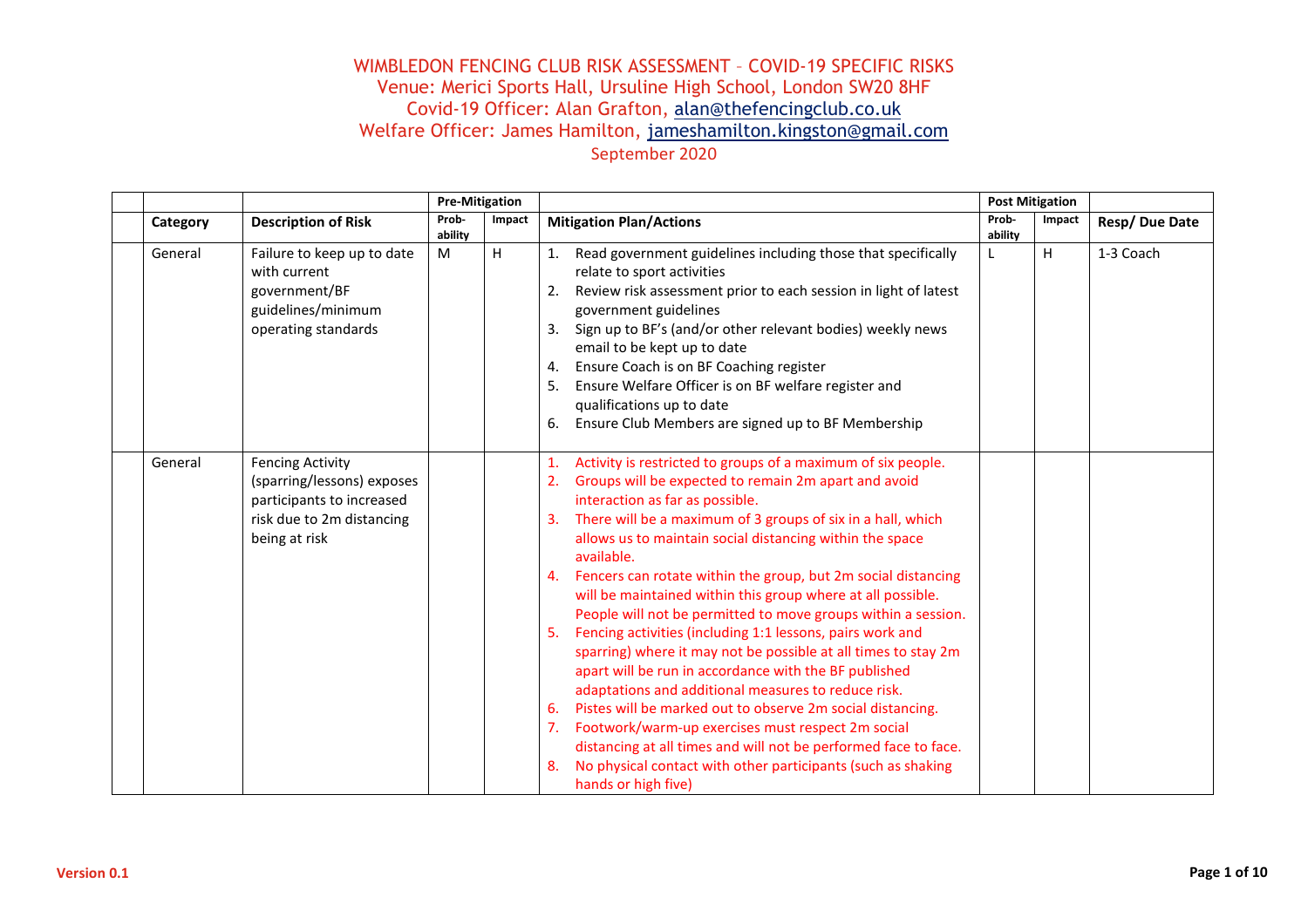# WIMBLEDON FENCING CLUB RISK ASSESSMENT – COVID-19 SPECIFIC RISKS

Venue: Merici Sports Hall, Ursuline High School, London SW20 8HF
Covid-19 Officer: Alan Grafton, alan@thefencingclub.co.uk
Welfare Officer: James Hamilton, jameshamilton.kingston@gmail.com
September 2020

| | | | Pre-Mitigation | | | Post Mitigation | | |
|---|---|---|---|---|---|---|---|---|
| | **Category** | **Description of Risk** | **Prob-ability** | **Impact** | **Mitigation Plan/Actions** | **Prob-ability** | **Impact** | **Resp/ Due Date** |
| | General | Failure to keep up to date with current government/BF guidelines/minimum operating standards | M | H | 1. Read government guidelines including those that specifically relate to sport activities<br>2. Review risk assessment prior to each session in light of latest government guidelines<br>3. Sign up to BF's (and/or other relevant bodies) weekly news email to be kept up to date<br>4. Ensure Coach is on BF Coaching register<br>5. Ensure Welfare Officer is on BF welfare register and qualifications up to date<br>6. Ensure Club Members are signed up to BF Membership | L | H | 1-3 Coach |
| | General | Fencing Activity (sparring/lessons) exposes participants to increased risk due to 2m distancing being at risk | | | 1. Activity is restricted to groups of a maximum of six people.<br>2. Groups will be expected to remain 2m apart and avoid interaction as far as possible.<br>3. There will be a maximum of 3 groups of six in a hall, which allows us to maintain social distancing within the space available.<br>4. Fencers can rotate within the group, but 2m social distancing will be maintained within this group where at all possible. People will not be permitted to move groups within a session.<br>5. Fencing activities (including 1:1 lessons, pairs work and sparring) where it may not be possible at all times to stay 2m apart will be run in accordance with the BF published adaptations and additional measures to reduce risk.<br>6. Pistes will be marked out to observe 2m social distancing.<br>7. Footwork/warm-up exercises must respect 2m social distancing at all times and will not be performed face to face.<br>8. No physical contact with other participants (such as shaking hands or high five) | | | |

Version 0.1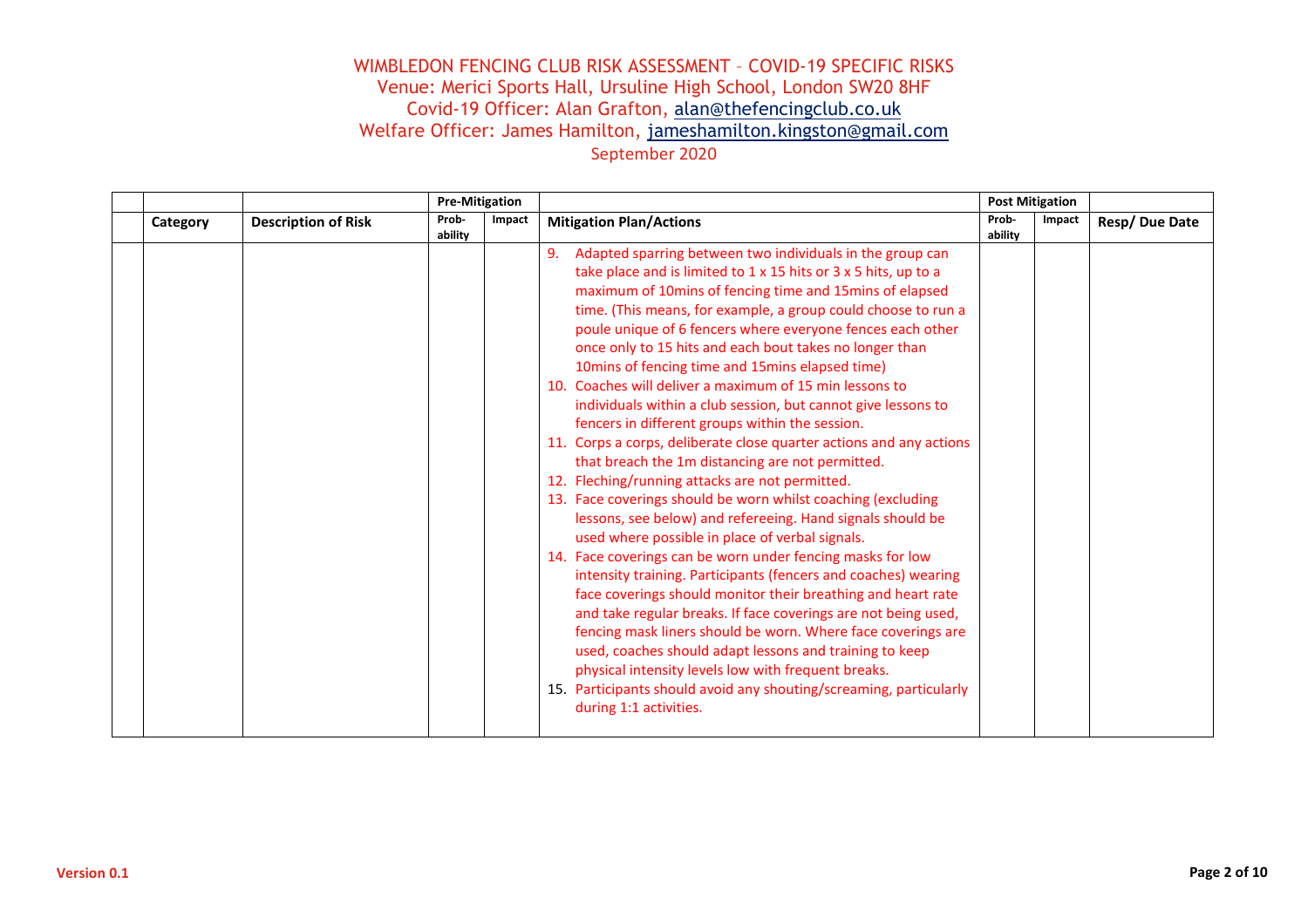WIMBLEDON FENCING CLUB RISK ASSESSMENT – COVID-19 SPECIFIC RISKS
Venue: Merici Sports Hall, Ursuline High School, London SW20 8HF
Covid-19 Officer: Alan Grafton, alan@thefencingclub.co.uk
Welfare Officer: James Hamilton, jameshamilton.kingston@gmail.com
September 2020

| | | | Pre-Mitigation | | | Post Mitigation | | |
|---|---|---|---|---|---|---|---|---|
| | **Category** | **Description of Risk** | **Prob-ability** | **Impact** | **Mitigation Plan/Actions** | **Prob-ability** | **Impact** | **Resp/ Due Date** |
| | | | | | 9. Adapted sparring between two individuals in the group can take place and is limited to 1 x 15 hits or 3 x 5 hits, up to a maximum of 10mins of fencing time and 15mins of elapsed time. (This means, for example, a group could choose to run a poule unique of 6 fencers where everyone fences each other once only to 15 hits and each bout takes no longer than 10mins of fencing time and 15mins elapsed time)<br>10. Coaches will deliver a maximum of 15 min lessons to individuals within a club session, but cannot give lessons to fencers in different groups within the session.<br>11. Corps a corps, deliberate close quarter actions and any actions that breach the 1m distancing are not permitted.<br>12. Fleching/running attacks are not permitted.<br>13. Face coverings should be worn whilst coaching (excluding lessons, see below) and refereeing. Hand signals should be used where possible in place of verbal signals.<br>14. Face coverings can be worn under fencing masks for low intensity training. Participants (fencers and coaches) wearing face coverings should monitor their breathing and heart rate and take regular breaks. If face coverings are not being used, fencing mask liners should be worn. Where face coverings are used, coaches should adapt lessons and training to keep physical intensity levels low with frequent breaks.<br>15. Participants should avoid any shouting/screaming, particularly during 1:1 activities. | | | |

**Version 0.1**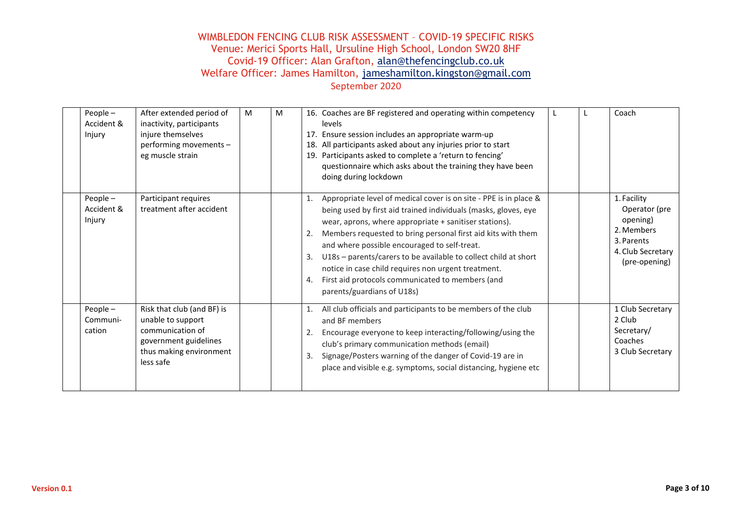WIMBLEDON FENCING CLUB RISK ASSESSMENT – COVID-19 SPECIFIC RISKS
Venue: Merici Sports Hall, Ursuline High School, London SW20 8HF
Covid-19 Officer: Alan Grafton, alan@thefencingclub.co.uk
Welfare Officer: James Hamilton, jameshamilton.kingston@gmail.com
September 2020

| | | | | | | | | |
|---|---|---|---|---|---|---|---|---|
| | People – Accident & Injury | After extended period of inactivity, participants injure themselves performing movements – eg muscle strain | M | M | 16. Coaches are BF registered and operating within competency levels<br>17. Ensure session includes an appropriate warm-up<br>18. All participants asked about any injuries prior to start<br>19. Participants asked to complete a 'return to fencing' questionnaire which asks about the training they have been doing during lockdown | L | L | Coach |
| | People – Accident & Injury | Participant requires treatment after accident | | | 1. Appropriate level of medical cover is on site - PPE is in place & being used by first aid trained individuals (masks, gloves, eye wear, aprons, where appropriate + sanitiser stations).<br>2. Members requested to bring personal first aid kits with them and where possible encouraged to self-treat.<br>3. U18s – parents/carers to be available to collect child at short notice in case child requires non urgent treatment.<br>4. First aid protocols communicated to members (and parents/guardians of U18s) | | | 1. Facility Operator (pre opening)<br>2. Members<br>3. Parents<br>4. Club Secretary (pre-opening) |
| | People – Communi-cation | Risk that club (and BF) is unable to support communication of government guidelines thus making environment less safe | | | 1. All club officials and participants to be members of the club and BF members<br>2. Encourage everyone to keep interacting/following/using the club's primary communication methods (email)<br>3. Signage/Posters warning of the danger of Covid-19 are in place and visible e.g. symptoms, social distancing, hygiene etc | | | 1 Club Secretary<br>2 Club Secretary/ Coaches<br>3 Club Secretary |

**Version 0.1**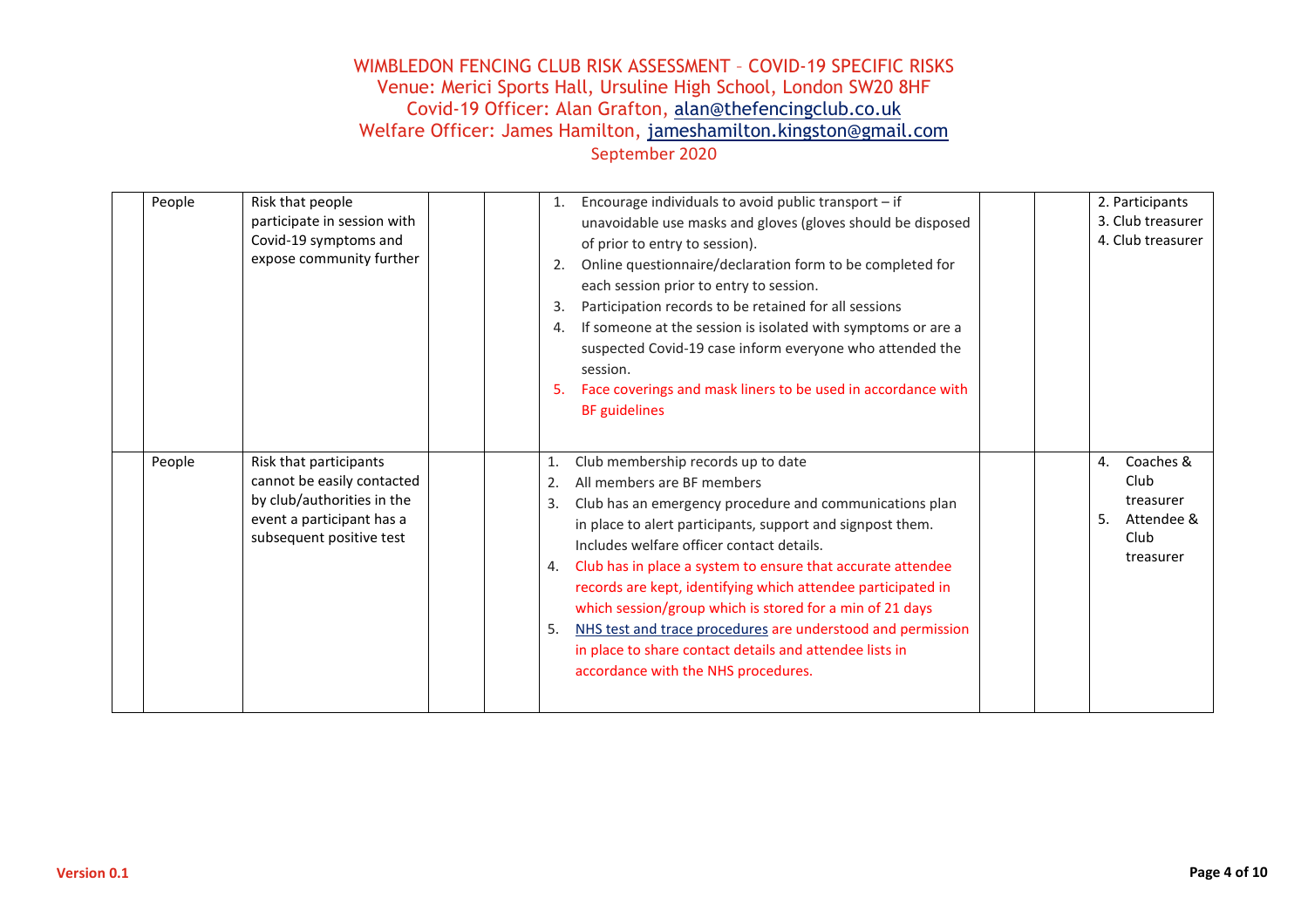# WIMBLEDON FENCING CLUB RISK ASSESSMENT – COVID-19 SPECIFIC RISKS

Venue: Merici Sports Hall, Ursuline High School, London SW20 8HF
Covid-19 Officer: Alan Grafton, alan@thefencingclub.co.uk
Welfare Officer: James Hamilton, jameshamilton.kingston@gmail.com
September 2020

| | | | | | | | | |
|---|---|---|---|---|---|---|---|---|
| | People | Risk that people participate in session with Covid-19 symptoms and expose community further | | | 1. Encourage individuals to avoid public transport – if unavoidable use masks and gloves (gloves should be disposed of prior to entry to session).<br>2. Online questionnaire/declaration form to be completed for each session prior to entry to session.<br>3. Participation records to be retained for all sessions<br>4. If someone at the session is isolated with symptoms or are a suspected Covid-19 case inform everyone who attended the session.<br>5. Face coverings and mask liners to be used in accordance with BF guidelines | | | 2. Participants<br>3. Club treasurer<br>4. Club treasurer |
| | People | Risk that participants cannot be easily contacted by club/authorities in the event a participant has a subsequent positive test | | | 1. Club membership records up to date<br>2. All members are BF members<br>3. Club has an emergency procedure and communications plan in place to alert participants, support and signpost them. Includes welfare officer contact details.<br>4. Club has in place a system to ensure that accurate attendee records are kept, identifying which attendee participated in which session/group which is stored for a min of 21 days<br>5. NHS test and trace procedures are understood and permission in place to share contact details and attendee lists in accordance with the NHS procedures. | | | 4. Coaches & Club treasurer<br>5. Attendee & Club treasurer |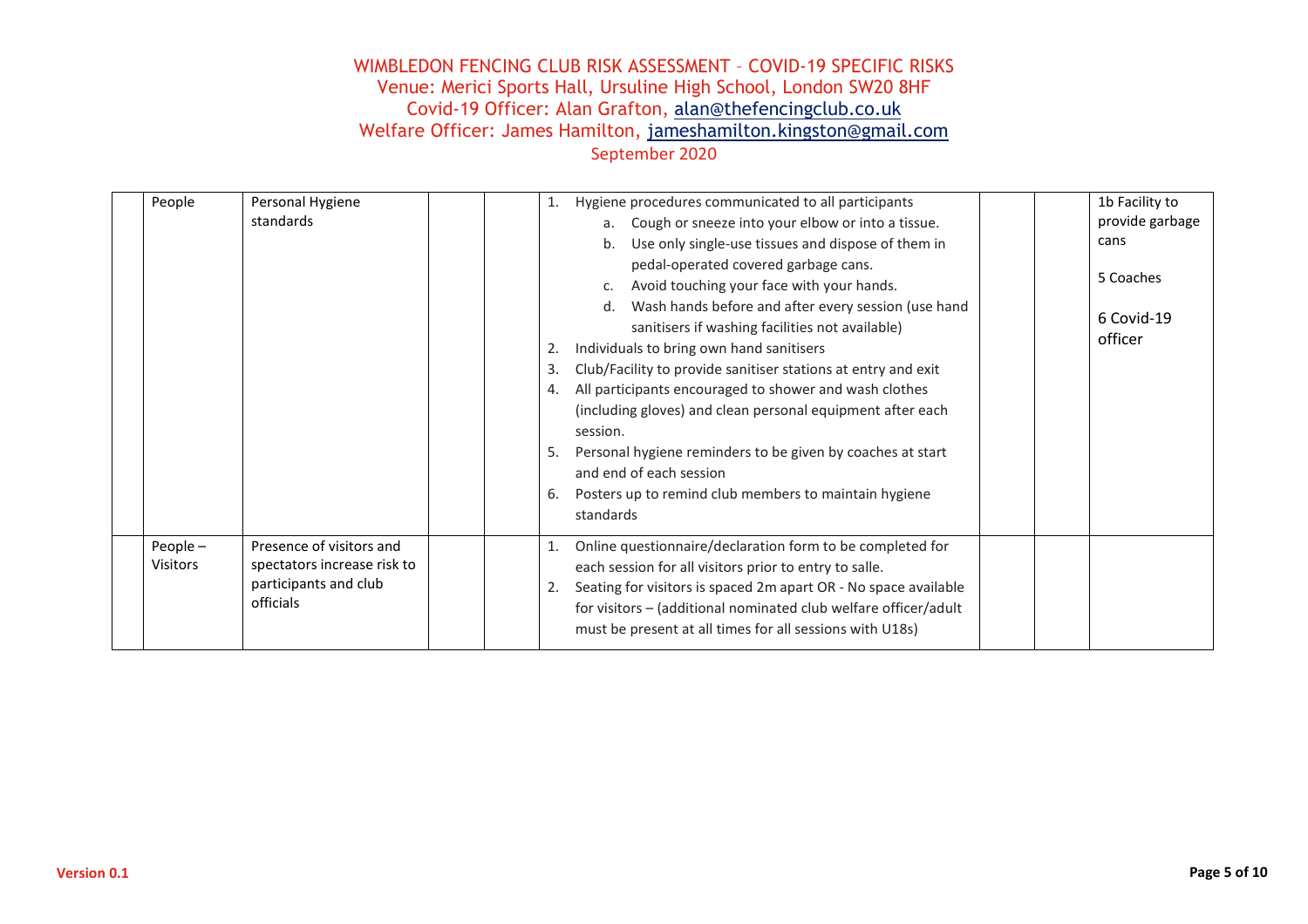WIMBLEDON FENCING CLUB RISK ASSESSMENT – COVID-19 SPECIFIC RISKS
Venue: Merici Sports Hall, Ursuline High School, London SW20 8HF
Covid-19 Officer: Alan Grafton, alan@thefencingclub.co.uk
Welfare Officer: James Hamilton, jameshamilton.kingston@gmail.com
September 2020

| | | | | | | | | |
|---|---|---|---|---|---|---|---|---|
| | People | Personal Hygiene standards | | | 1. Hygiene procedures communicated to all participants<br>a. Cough or sneeze into your elbow or into a tissue.<br>b. Use only single-use tissues and dispose of them in pedal-operated covered garbage cans.<br>c. Avoid touching your face with your hands.<br>d. Wash hands before and after every session (use hand sanitisers if washing facilities not available)<br>2. Individuals to bring own hand sanitisers<br>3. Club/Facility to provide sanitiser stations at entry and exit<br>4. All participants encouraged to shower and wash clothes (including gloves) and clean personal equipment after each session.<br>5. Personal hygiene reminders to be given by coaches at start and end of each session<br>6. Posters up to remind club members to maintain hygiene standards | | | 1b Facility to provide garbage cans<br><br>5 Coaches<br><br>6 Covid-19 officer |
| | People – Visitors | Presence of visitors and spectators increase risk to participants and club officials | | | 1. Online questionnaire/declaration form to be completed for each session for all visitors prior to entry to salle.<br>2. Seating for visitors is spaced 2m apart OR - No space available for visitors – (additional nominated club welfare officer/adult must be present at all times for all sessions with U18s) | | | |

**Version 0.1**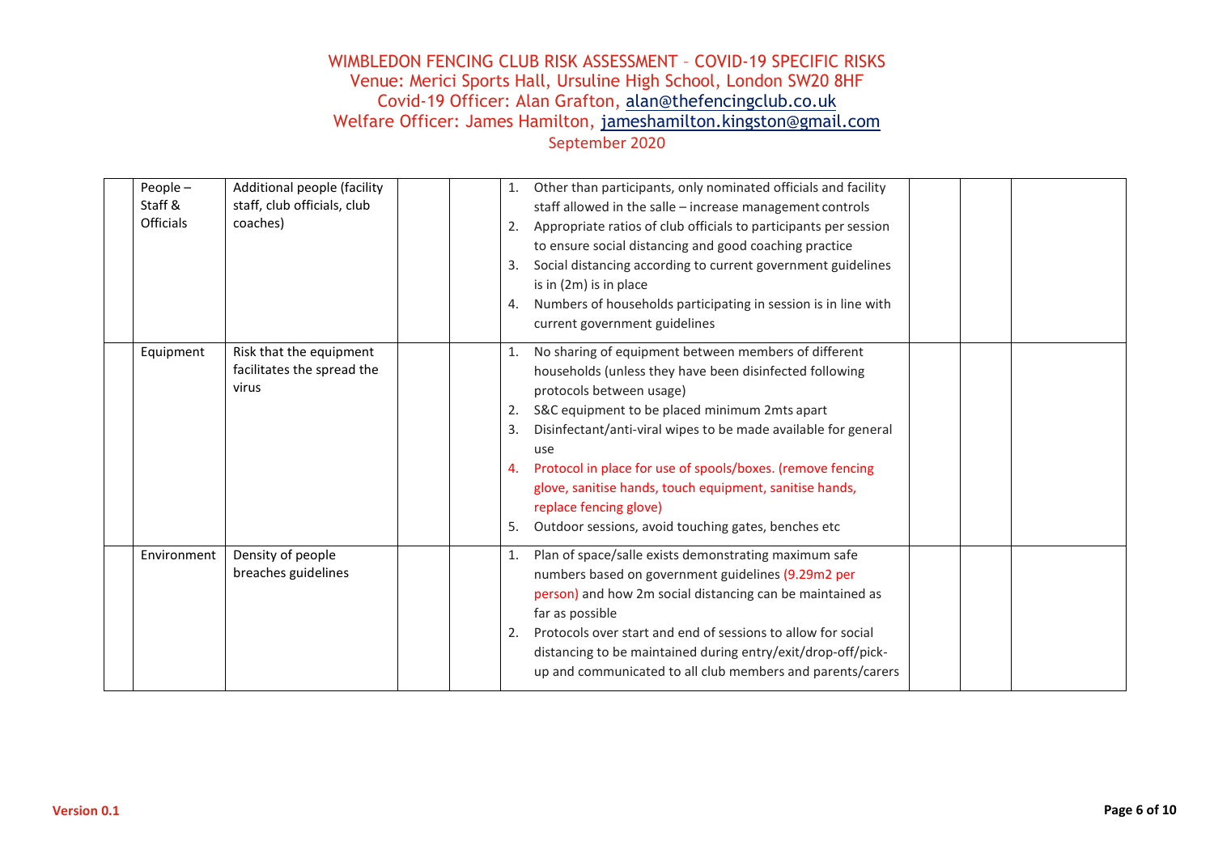WIMBLEDON FENCING CLUB RISK ASSESSMENT – COVID-19 SPECIFIC RISKS
Venue: Merici Sports Hall, Ursuline High School, London SW20 8HF
Covid-19 Officer: Alan Grafton, alan@thefencingclub.co.uk
Welfare Officer: James Hamilton, jameshamilton.kingston@gmail.com
September 2020

| | | | | | | | | |
|---|---|---|---|---|---|---|---|---|
| | People – Staff & Officials | Additional people (facility staff, club officials, club coaches) | | | 1. Other than participants, only nominated officials and facility staff allowed in the salle – increase management controls<br>2. Appropriate ratios of club officials to participants per session to ensure social distancing and good coaching practice<br>3. Social distancing according to current government guidelines is in (2m) is in place<br>4. Numbers of households participating in session is in line with current government guidelines | | | |
| | Equipment | Risk that the equipment facilitates the spread the virus | | | 1. No sharing of equipment between members of different households (unless they have been disinfected following protocols between usage)<br>2. S&C equipment to be placed minimum 2mts apart<br>3. Disinfectant/anti-viral wipes to be made available for general use<br>4. Protocol in place for use of spools/boxes. (remove fencing glove, sanitise hands, touch equipment, sanitise hands, replace fencing glove)<br>5. Outdoor sessions, avoid touching gates, benches etc | | | |
| | Environment | Density of people breaches guidelines | | | 1. Plan of space/salle exists demonstrating maximum safe numbers based on government guidelines (9.29m2 per person) and how 2m social distancing can be maintained as far as possible<br>2. Protocols over start and end of sessions to allow for social distancing to be maintained during entry/exit/drop-off/pick-up and communicated to all club members and parents/carers | | | |

Version 0.1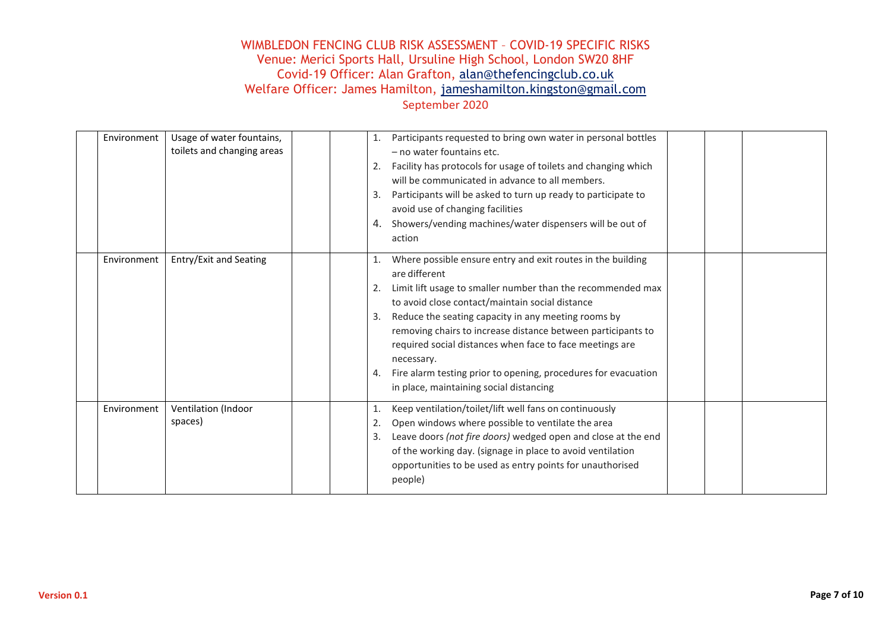| | | | | | | | | |
|---|---|---|---|---|---|---|---|---|
| | Environment | Usage of water fountains, toilets and changing areas | | | 1. Participants requested to bring own water in personal bottles – no water fountains etc.<br>2. Facility has protocols for usage of toilets and changing which will be communicated in advance to all members.<br>3. Participants will be asked to turn up ready to participate to avoid use of changing facilities<br>4. Showers/vending machines/water dispensers will be out of action | | | |
| | Environment | Entry/Exit and Seating | | | 1. Where possible ensure entry and exit routes in the building are different<br>2. Limit lift usage to smaller number than the recommended max to avoid close contact/maintain social distance<br>3. Reduce the seating capacity in any meeting rooms by removing chairs to increase distance between participants to required social distances when face to face meetings are necessary.<br>4. Fire alarm testing prior to opening, procedures for evacuation in place, maintaining social distancing | | | |
| | Environment | Ventilation (Indoor spaces) | | | 1. Keep ventilation/toilet/lift well fans on continuously<br>2. Open windows where possible to ventilate the area<br>3. Leave doors *(not fire doors)* wedged open and close at the end of the working day. (signage in place to avoid ventilation opportunities to be used as entry points for unauthorised people) | | | |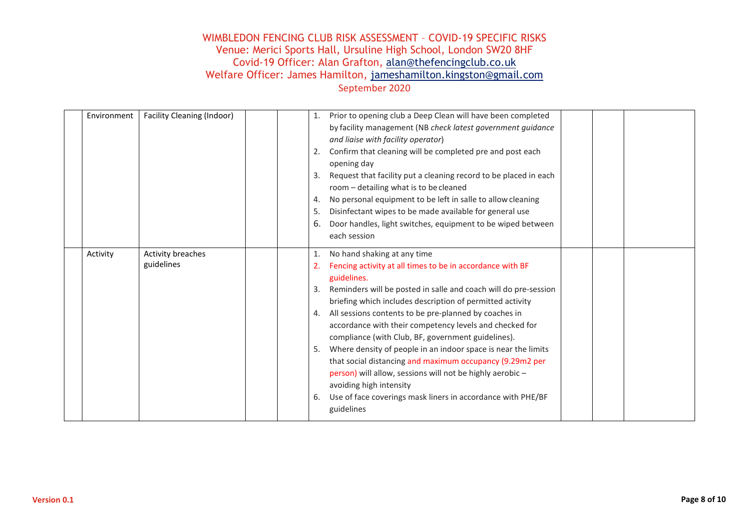| | | | | | | | | |
|---|---|---|---|---|---|---|---|---|
| | Environment | Facility Cleaning (Indoor) | | | 1. Prior to opening club a Deep Clean will have been completed by facility management (NB *check latest government guidance and liaise with facility operator*)<br>2. Confirm that cleaning will be completed pre and post each opening day<br>3. Request that facility put a cleaning record to be placed in each room – detailing what is to be cleaned<br>4. No personal equipment to be left in salle to allow cleaning<br>5. Disinfectant wipes to be made available for general use<br>6. Door handles, light switches, equipment to be wiped between each session | | | |
| | Activity | Activity breaches guidelines | | | 1. No hand shaking at any time<br>2. Fencing activity at all times to be in accordance with BF guidelines.<br>3. Reminders will be posted in salle and coach will do pre-session briefing which includes description of permitted activity<br>4. All sessions contents to be pre-planned by coaches in accordance with their competency levels and checked for compliance (with Club, BF, government guidelines).<br>5. Where density of people in an indoor space is near the limits that social distancing and maximum occupancy (9.29m2 per person) will allow, sessions will not be highly aerobic – avoiding high intensity<br>6. Use of face coverings mask liners in accordance with PHE/BF guidelines | | | |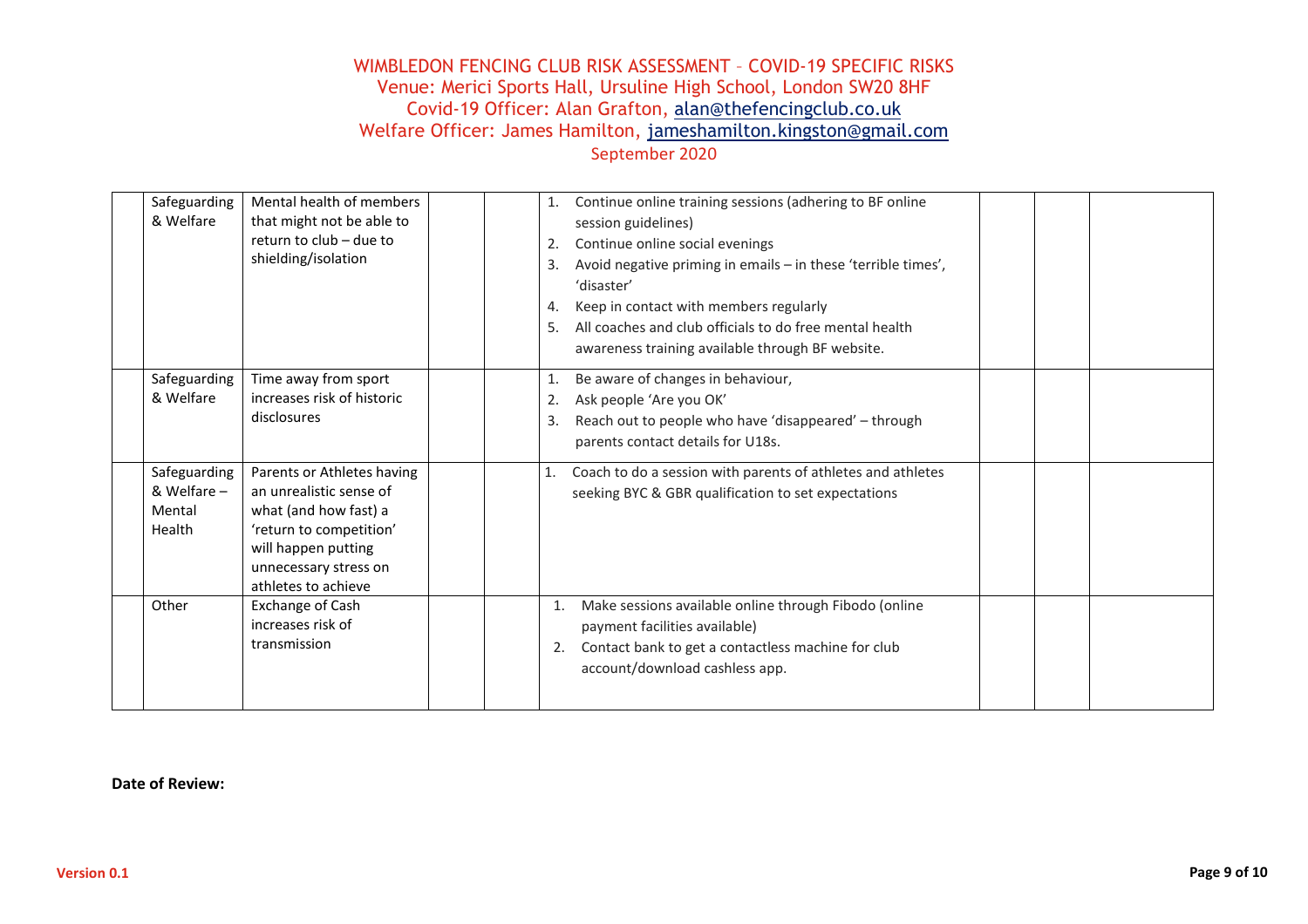| | | | | | | | | |
|---|---|---|---|---|---|---|---|---|
| | Safeguarding & Welfare | Mental health of members that might not be able to return to club – due to shielding/isolation | | | 1. Continue online training sessions (adhering to BF online session guidelines)<br>2. Continue online social evenings<br>3. Avoid negative priming in emails – in these 'terrible times', 'disaster'<br>4. Keep in contact with members regularly<br>5. All coaches and club officials to do free mental health awareness training available through BF website. | | | |
| | Safeguarding & Welfare | Time away from sport increases risk of historic disclosures | | | 1. Be aware of changes in behaviour,<br>2. Ask people 'Are you OK'<br>3. Reach out to people who have 'disappeared' – through parents contact details for U18s. | | | |
| | Safeguarding & Welfare – Mental Health | Parents or Athletes having an unrealistic sense of what (and how fast) a 'return to competition' will happen putting unnecessary stress on athletes to achieve | | | 1. Coach to do a session with parents of athletes and athletes seeking BYC & GBR qualification to set expectations | | | |
| | Other | Exchange of Cash increases risk of transmission | | | 1. Make sessions available online through Fibodo (online payment facilities available)<br>2. Contact bank to get a contactless machine for club account/download cashless app. | | | |

**Date of Review:**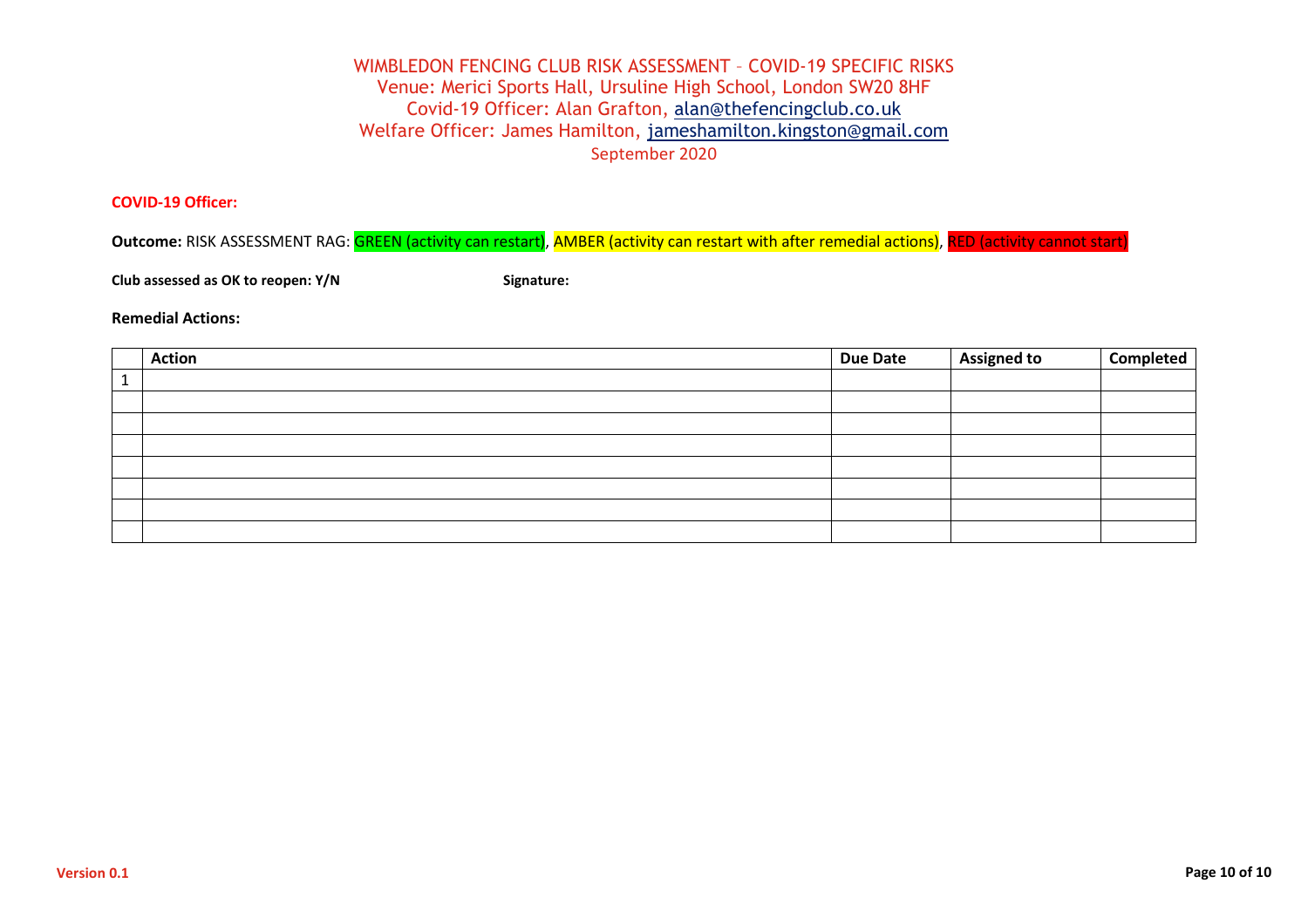# WIMBLEDON FENCING CLUB RISK ASSESSMENT – COVID-19 SPECIFIC RISKS

Venue: Merici Sports Hall, Ursuline High School, London SW20 8HF
Covid-19 Officer: Alan Grafton, alan@thefencingclub.co.uk
Welfare Officer: James Hamilton, jameshamilton.kingston@gmail.com
September 2020

**COVID-19 Officer:**

**Outcome:** RISK ASSESSMENT RAG: GREEN (activity can restart), AMBER (activity can restart with after remedial actions), RED (activity cannot start)

**Club assessed as OK to reopen: Y/N** **Signature:**

**Remedial Actions:**

| | Action | Due Date | Assigned to | Completed |
|---|---|---|---|---|
| 1 | | | | |
| | | | | |
| | | | | |
| | | | | |
| | | | | |
| | | | | |
| | | | | |
| | | | | |

**Version 0.1**